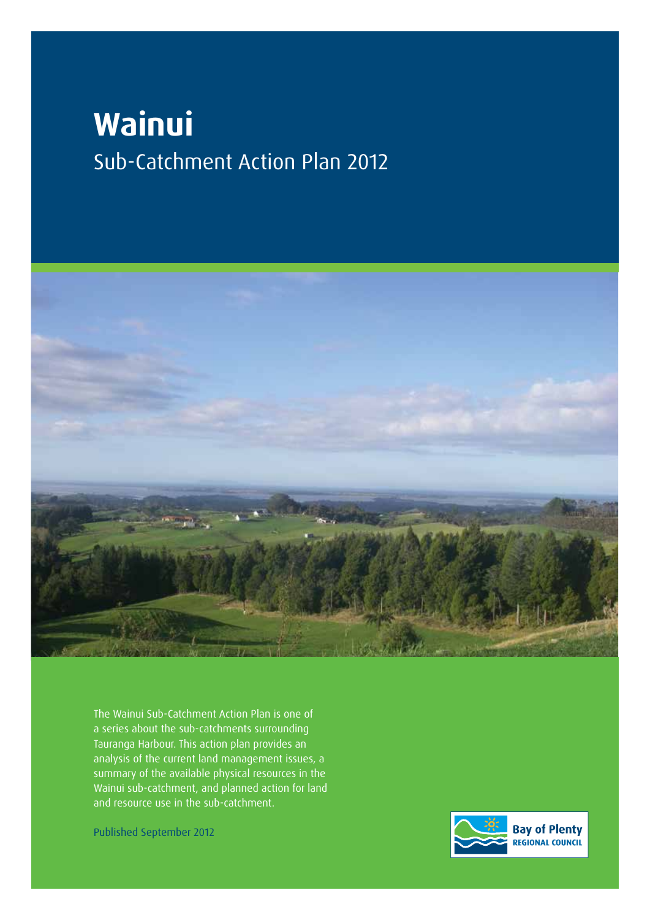# Wainui

## Sub-Catchment Action Plan 2012

The Wainui Sub-Catchment Action Plan is one of a series about the sub-catchments surrounding Tauranga Harbour. This action plan provides an analysis of the current land management issues, a summary of the available physical resources in the Wainui sub-catchment, and planned action for land and resource use in the sub-catchment.

Published September 2012

Bay of Plenty REGIONAL COUNCIL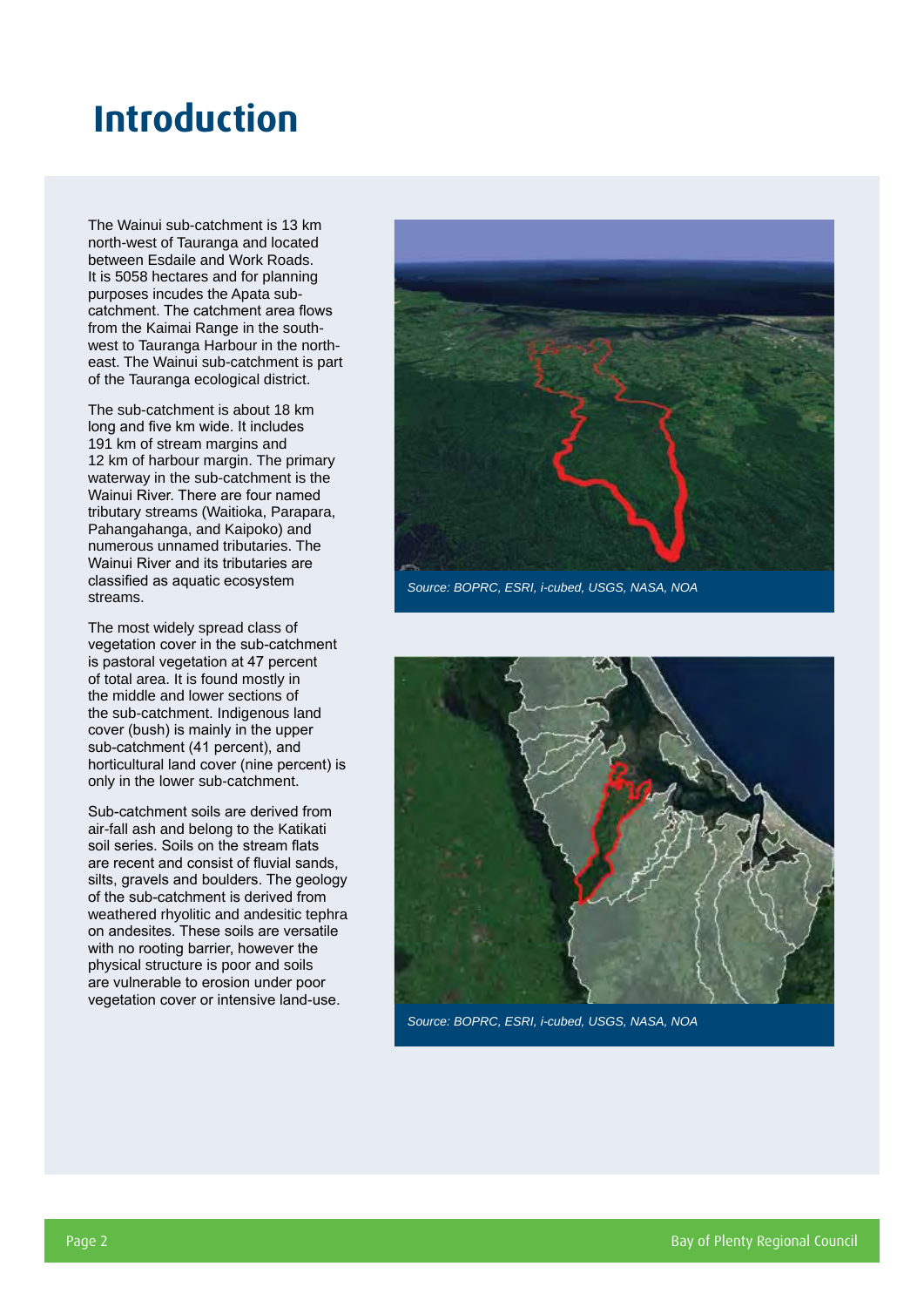# Introduction

The Wainui sub-catchment is 13 km north-west of Tauranga and located between Esdaile and Work Roads. It is 5058 hectares and for planning purposes incudes the Apata sub-catchment. The catchment area flows from the Kaimai Range in the south-west to Tauranga Harbour in the north-east. The Wainui sub-catchment is part of the Tauranga ecological district.

The sub-catchment is about 18 km long and five km wide. It includes 191 km of stream margins and 12 km of harbour margin. The primary waterway in the sub-catchment is the Wainui River. There are four named tributary streams (Waitioka, Parapara, Pahangahanga, and Kaipoko) and numerous unnamed tributaries. The Wainui River and its tributaries are classified as aquatic ecosystem streams.

The most widely spread class of vegetation cover in the sub-catchment is pastoral vegetation at 47 percent of total area. It is found mostly in the middle and lower sections of the sub-catchment. Indigenous land cover (bush) is mainly in the upper sub-catchment (41 percent), and horticultural land cover (nine percent) is only in the lower sub-catchment.

Sub-catchment soils are derived from air-fall ash and belong to the Katikati soil series. Soils on the stream flats are recent and consist of fluvial sands, silts, gravels and boulders. The geology of the sub-catchment is derived from weathered rhyolitic and andesitic tephra on andesites. These soils are versatile with no rooting barrier, however the physical structure is poor and soils are vulnerable to erosion under poor vegetation cover or intensive land-use.

*Source: BOPRC, ESRI, i-cubed, USGS, NASA, NOA*

*Source: BOPRC, ESRI, i-cubed, USGS, NASA, NOA*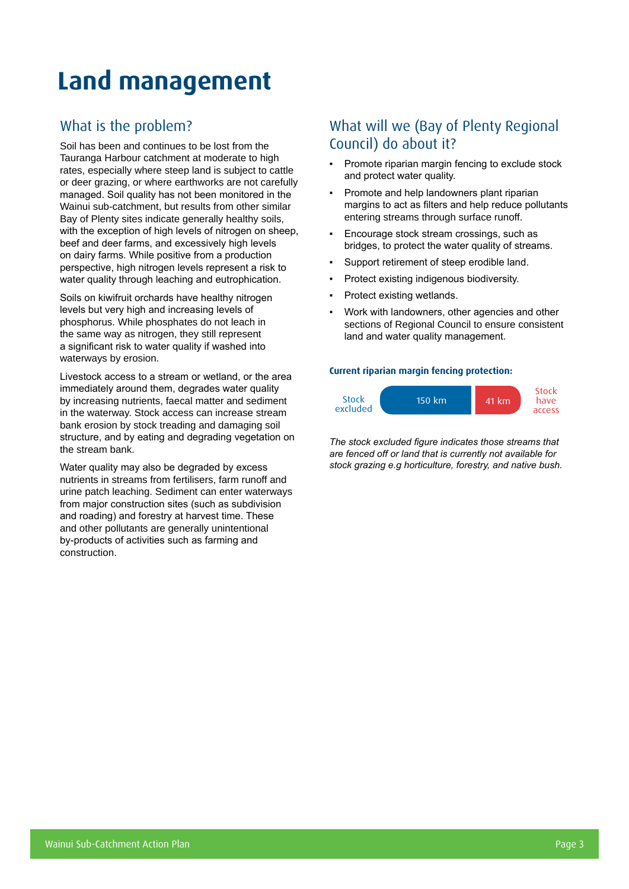# Land management

## What is the problem?

Soil has been and continues to be lost from the Tauranga Harbour catchment at moderate to high rates, especially where steep land is subject to cattle or deer grazing, or where earthworks are not carefully managed. Soil quality has not been monitored in the Wainui sub-catchment, but results from other similar Bay of Plenty sites indicate generally healthy soils, with the exception of high levels of nitrogen on sheep, beef and deer farms, and excessively high levels on dairy farms. While positive from a production perspective, high nitrogen levels represent a risk to water quality through leaching and eutrophication.

Soils on kiwifruit orchards have healthy nitrogen levels but very high and increasing levels of phosphorus. While phosphates do not leach in the same way as nitrogen, they still represent a significant risk to water quality if washed into waterways by erosion.

Livestock access to a stream or wetland, or the area immediately around them, degrades water quality by increasing nutrients, faecal matter and sediment in the waterway. Stock access can increase stream bank erosion by stock treading and damaging soil structure, and by eating and degrading vegetation on the stream bank.

Water quality may also be degraded by excess nutrients in streams from fertilisers, farm runoff and urine patch leaching. Sediment can enter waterways from major construction sites (such as subdivision and roading) and forestry at harvest time. These and other pollutants are generally unintentional by-products of activities such as farming and construction.

## What will we (Bay of Plenty Regional Council) do about it?

- Promote riparian margin fencing to exclude stock and protect water quality.
- Promote and help landowners plant riparian margins to act as filters and help reduce pollutants entering streams through surface runoff.
- Encourage stock stream crossings, such as bridges, to protect the water quality of streams.
- Support retirement of steep erodible land.
- Protect existing indigenous biodiversity.
- Protect existing wetlands.
- Work with landowners, other agencies and other sections of Regional Council to ensure consistent land and water quality management.

**Current riparian margin fencing protection:**

| Stock excluded | Stock have access |
|---|---|
| 150 km | 41 km |

*The stock excluded figure indicates those streams that are fenced off or land that is currently not available for stock grazing e.g horticulture, forestry, and native bush.*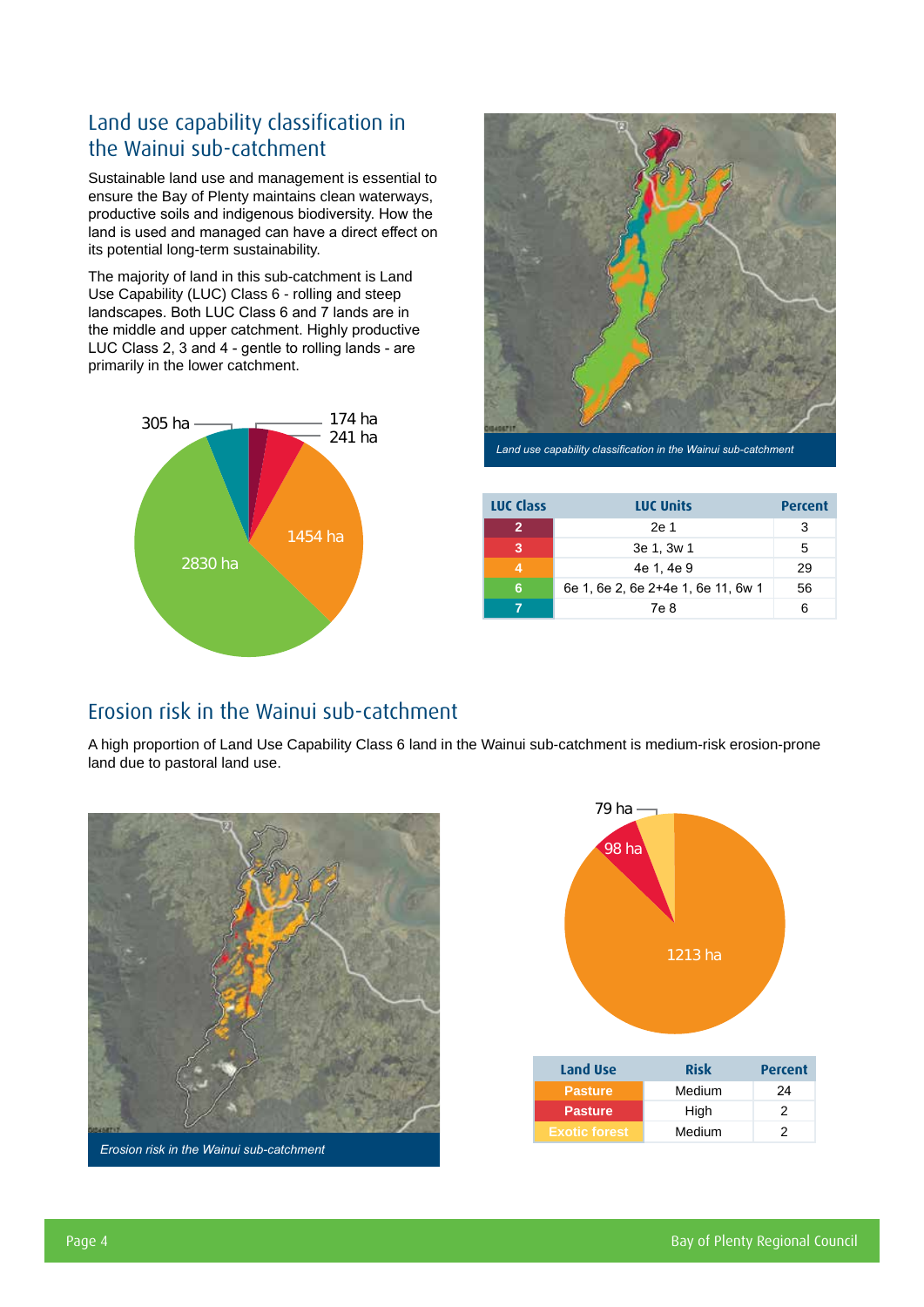## Land use capability classification in the Wainui sub-catchment

Sustainable land use and management is essential to ensure the Bay of Plenty maintains clean waterways, productive soils and indigenous biodiversity. How the land is used and managed can have a direct effect on its potential long-term sustainability.

The majority of land in this sub-catchment is Land Use Capability (LUC) Class 6 - rolling and steep landscapes. Both LUC Class 6 and 7 lands are in the middle and upper catchment. Highly productive LUC Class 2, 3 and 4 - gentle to rolling lands - are primarily in the lower catchment.

305 ha
174 ha
241 ha
1454 ha
2830 ha

*Land use capability classification in the Wainui sub-catchment*

| LUC Class | LUC Units | Percent |
|---|---|---|
| 2 | 2e 1 | 3 |
| 3 | 3e 1, 3w 1 | 5 |
| 4 | 4e 1, 4e 9 | 29 |
| 6 | 6e 1, 6e 2, 6e 2+4e 1, 6e 11, 6w 1 | 56 |
| 7 | 7e 8 | 6 |

## Erosion risk in the Wainui sub-catchment

A high proportion of Land Use Capability Class 6 land in the Wainui sub-catchment is medium-risk erosion-prone land due to pastoral land use.

*Erosion risk in the Wainui sub-catchment*

79 ha
98 ha
1213 ha

| Land Use | Risk | Percent |
|---|---|---|
| Pasture | Medium | 24 |
| Pasture | High | 2 |
| Exotic forest | Medium | 2 |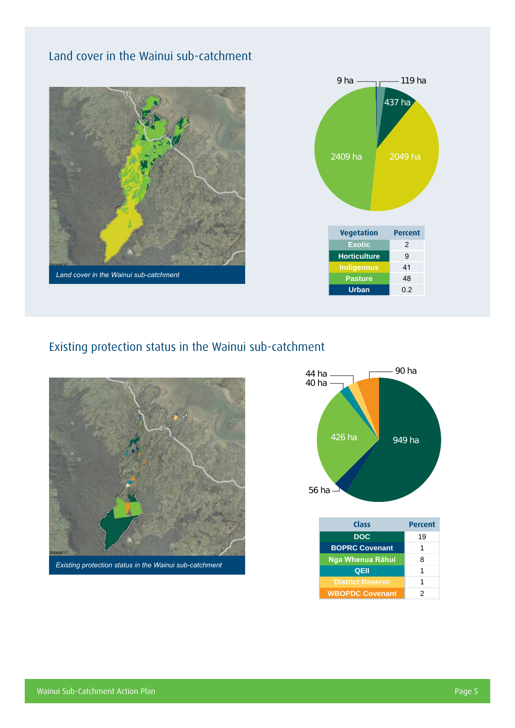## Land cover in the Wainui sub-catchment

*Land cover in the Wainui sub-catchment*

9 ha

119 ha

437 ha

2049 ha

2409 ha

| Vegetation | Percent |
|---|---|
| Exotic | 2 |
| Horticulture | 9 |
| Indigenous | 41 |
| Pasture | 48 |
| Urban | 0.2 |

## Existing protection status in the Wainui sub-catchment

*Existing protection status in the Wainui sub-catchment*

44 ha

40 ha

90 ha

426 ha

949 ha

56 ha

| Class | Percent |
|---|---|
| DOC | 19 |
| BOPRC Covenant | 1 |
| Nga Whenua Rāhui | 8 |
| QEII | 1 |
| District Reserve | 1 |
| WBOPDC Covenant | 2 |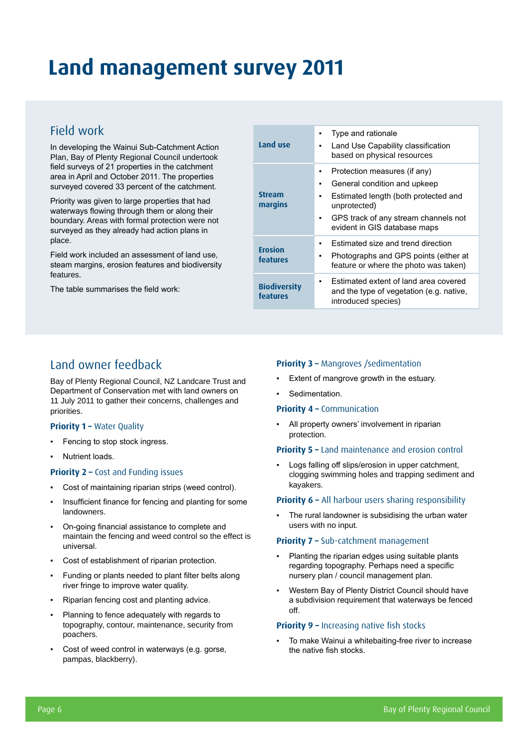# Land management survey 2011

## Field work

In developing the Wainui Sub-Catchment Action Plan, Bay of Plenty Regional Council undertook field surveys of 21 properties in the catchment area in April and October 2011. The properties surveyed covered 33 percent of the catchment.

Priority was given to large properties that had waterways flowing through them or along their boundary. Areas with formal protection were not surveyed as they already had action plans in place.

Field work included an assessment of land use, steam margins, erosion features and biodiversity features.

The table summarises the field work:

| | |
|---|---|
| **Land use** | ▪ Type and rationale<br>▪ Land Use Capability classification based on physical resources |
| **Stream margins** | ▪ Protection measures (if any)<br>▪ General condition and upkeep<br>▪ Estimated length (both protected and unprotected)<br>▪ GPS track of any stream channels not evident in GIS database maps |
| **Erosion features** | ▪ Estimated size and trend direction<br>▪ Photographs and GPS points (either at feature or where the photo was taken) |
| **Biodiversity features** | ▪ Estimated extent of land area covered and the type of vegetation (e.g. native, introduced species) |

## Land owner feedback

Bay of Plenty Regional Council, NZ Landcare Trust and Department of Conservation met with land owners on 11 July 2011 to gather their concerns, challenges and priorities.

### Priority 1 – Water Quality

- Fencing to stop stock ingress.
- Nutrient loads.

### Priority 2 – Cost and Funding issues

- Cost of maintaining riparian strips (weed control).
- Insufficient finance for fencing and planting for some landowners.
- On-going financial assistance to complete and maintain the fencing and weed control so the effect is universal.
- Cost of establishment of riparian protection.
- Funding or plants needed to plant filter belts along river fringe to improve water quality.
- Riparian fencing cost and planting advice.
- Planning to fence adequately with regards to topography, contour, maintenance, security from poachers.
- Cost of weed control in waterways (e.g. gorse, pampas, blackberry).

### Priority 3 – Mangroves /sedimentation

- Extent of mangrove growth in the estuary.
- Sedimentation.

### Priority 4 – Communication

- All property owners' involvement in riparian protection.

### Priority 5 – Land maintenance and erosion control

- Logs falling off slips/erosion in upper catchment, clogging swimming holes and trapping sediment and kayakers.

### Priority 6 – All harbour users sharing responsibility

- The rural landowner is subsidising the urban water users with no input.

### Priority 7 – Sub-catchment management

- Planting the riparian edges using suitable plants regarding topography. Perhaps need a specific nursery plan / council management plan.
- Western Bay of Plenty District Council should have a subdivision requirement that waterways be fenced off.

### Priority 9 – Increasing native fish stocks

- To make Wainui a whitebaiting-free river to increase the native fish stocks.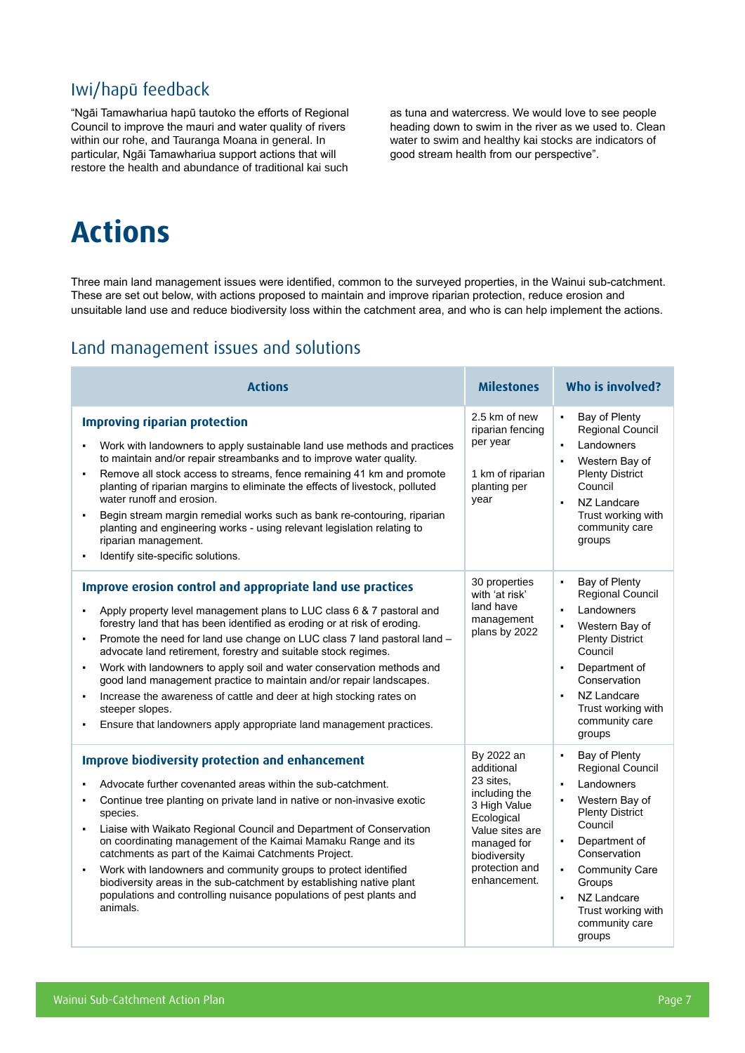## Iwi/hapū feedback

"Ngāi Tamawhariua hapū tautoko the efforts of Regional Council to improve the mauri and water quality of rivers within our rohe, and Tauranga Moana in general. In particular, Ngāi Tamawhariua support actions that will restore the health and abundance of traditional kai such as tuna and watercress. We would love to see people heading down to swim in the river as we used to. Clean water to swim and healthy kai stocks are indicators of good stream health from our perspective".

# Actions

Three main land management issues were identified, common to the surveyed properties, in the Wainui sub-catchment. These are set out below, with actions proposed to maintain and improve riparian protection, reduce erosion and unsuitable land use and reduce biodiversity loss within the catchment area, and who is can help implement the actions.

## Land management issues and solutions

| Actions | Milestones | Who is involved? |
|---|---|---|
| **Improving riparian protection**<br>▪ Work with landowners to apply sustainable land use methods and practices to maintain and/or repair streambanks and to improve water quality.<br>▪ Remove all stock access to streams, fence remaining 41 km and promote planting of riparian margins to eliminate the effects of livestock, polluted water runoff and erosion.<br>▪ Begin stream margin remedial works such as bank re-contouring, riparian planting and engineering works - using relevant legislation relating to riparian management.<br>▪ Identify site-specific solutions. | 2.5 km of new riparian fencing per year<br><br>1 km of riparian planting per year | ▪ Bay of Plenty Regional Council<br>▪ Landowners<br>▪ Western Bay of Plenty District Council<br>▪ NZ Landcare Trust working with community care groups |
| **Improve erosion control and appropriate land use practices**<br>▪ Apply property level management plans to LUC class 6 & 7 pastoral and forestry land that has been identified as eroding or at risk of eroding.<br>▪ Promote the need for land use change on LUC class 7 land pastoral land – advocate land retirement, forestry and suitable stock regimes.<br>▪ Work with landowners to apply soil and water conservation methods and good land management practice to maintain and/or repair landscapes.<br>▪ Increase the awareness of cattle and deer at high stocking rates on steeper slopes.<br>▪ Ensure that landowners apply appropriate land management practices. | 30 properties with 'at risk' land have management plans by 2022 | ▪ Bay of Plenty Regional Council<br>▪ Landowners<br>▪ Western Bay of Plenty District Council<br>▪ Department of Conservation<br>▪ NZ Landcare Trust working with community care groups |
| **Improve biodiversity protection and enhancement**<br>▪ Advocate further covenanted areas within the sub-catchment.<br>▪ Continue tree planting on private land in native or non-invasive exotic species.<br>▪ Liaise with Waikato Regional Council and Department of Conservation on coordinating management of the Kaimai Mamaku Range and its catchments as part of the Kaimai Catchments Project.<br>▪ Work with landowners and community groups to protect identified biodiversity areas in the sub-catchment by establishing native plant populations and controlling nuisance populations of pest plants and animals. | By 2022 an additional 23 sites, including the 3 High Value Ecological Value sites are managed for biodiversity protection and enhancement. | ▪ Bay of Plenty Regional Council<br>▪ Landowners<br>▪ Western Bay of Plenty District Council<br>▪ Department of Conservation<br>▪ Community Care Groups<br>▪ NZ Landcare Trust working with community care groups |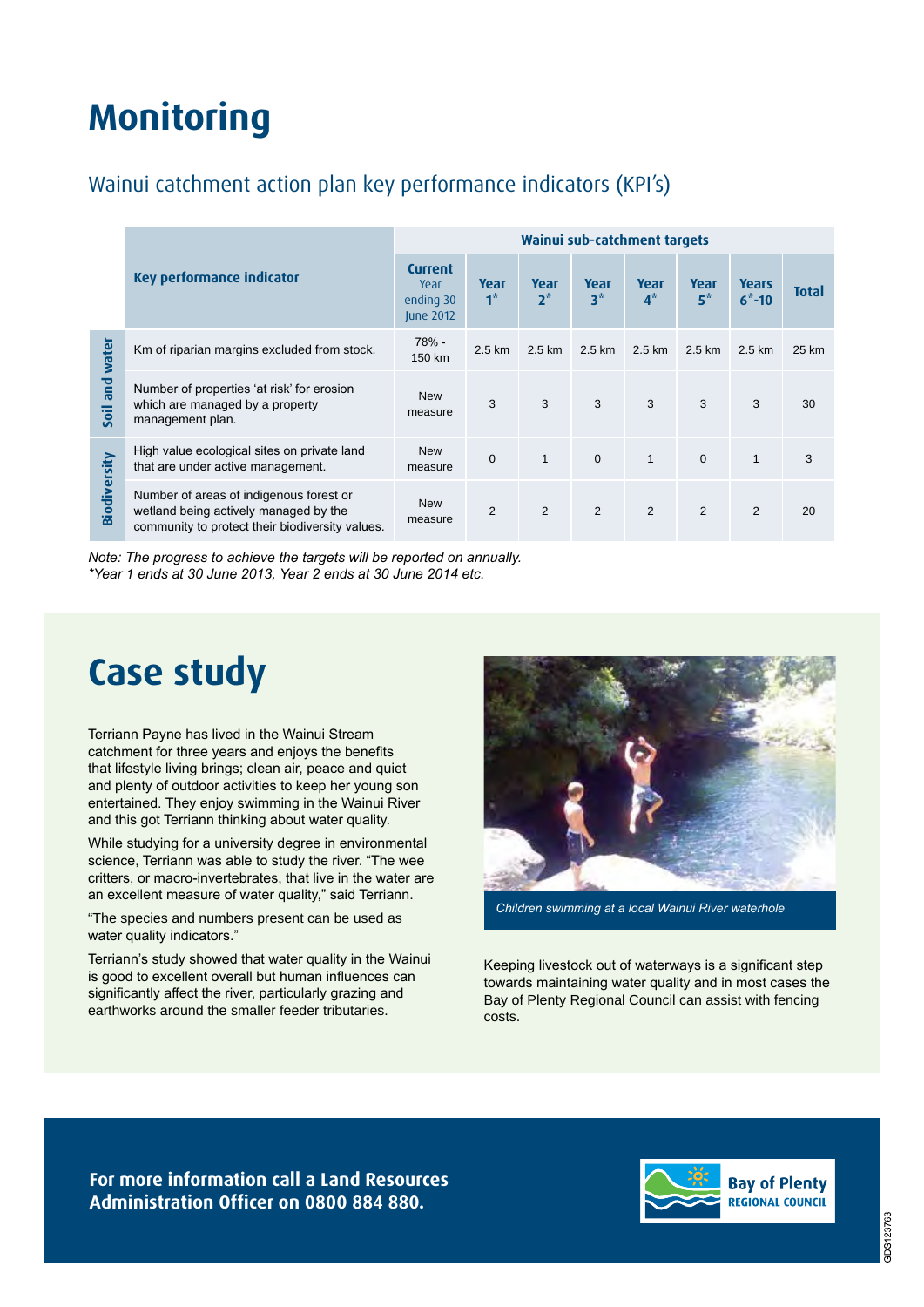# Monitoring

## Wainui catchment action plan key performance indicators (KPI's)

| | Key performance indicator | Wainui sub-catchment targets | | | | | | | |
|---|---|---|---|---|---|---|---|---|---|
| | | Current Year ending 30 June 2012 | Year 1* | Year 2* | Year 3* | Year 4* | Year 5* | Years 6*-10 | Total |
| Soil and water | Km of riparian margins excluded from stock. | 78% - 150 km | 2.5 km | 2.5 km | 2.5 km | 2.5 km | 2.5 km | 2.5 km | 25 km |
| Soil and water | Number of properties 'at risk' for erosion which are managed by a property management plan. | New measure | 3 | 3 | 3 | 3 | 3 | 3 | 30 |
| Biodiversity | High value ecological sites on private land that are under active management. | New measure | 0 | 1 | 0 | 1 | 0 | 1 | 3 |
| Biodiversity | Number of areas of indigenous forest or wetland being actively managed by the community to protect their biodiversity values. | New measure | 2 | 2 | 2 | 2 | 2 | 2 | 20 |

*Note: The progress to achieve the targets will be reported on annually.*
*\*Year 1 ends at 30 June 2013, Year 2 ends at 30 June 2014 etc.*

# Case study

Terriann Payne has lived in the Wainui Stream catchment for three years and enjoys the benefits that lifestyle living brings; clean air, peace and quiet and plenty of outdoor activities to keep her young son entertained. They enjoy swimming in the Wainui River and this got Terriann thinking about water quality.

While studying for a university degree in environmental science, Terriann was able to study the river. "The wee critters, or macro-invertebrates, that live in the water are an excellent measure of water quality," said Terriann.

"The species and numbers present can be used as water quality indicators."

Terriann's study showed that water quality in the Wainui is good to excellent overall but human influences can significantly affect the river, particularly grazing and earthworks around the smaller feeder tributaries.

*Children swimming at a local Wainui River waterhole*

Keeping livestock out of waterways is a significant step towards maintaining water quality and in most cases the Bay of Plenty Regional Council can assist with fencing costs.

**For more information call a Land Resources Administration Officer on 0800 884 880.**

Bay of Plenty REGIONAL COUNCIL

GDS123763